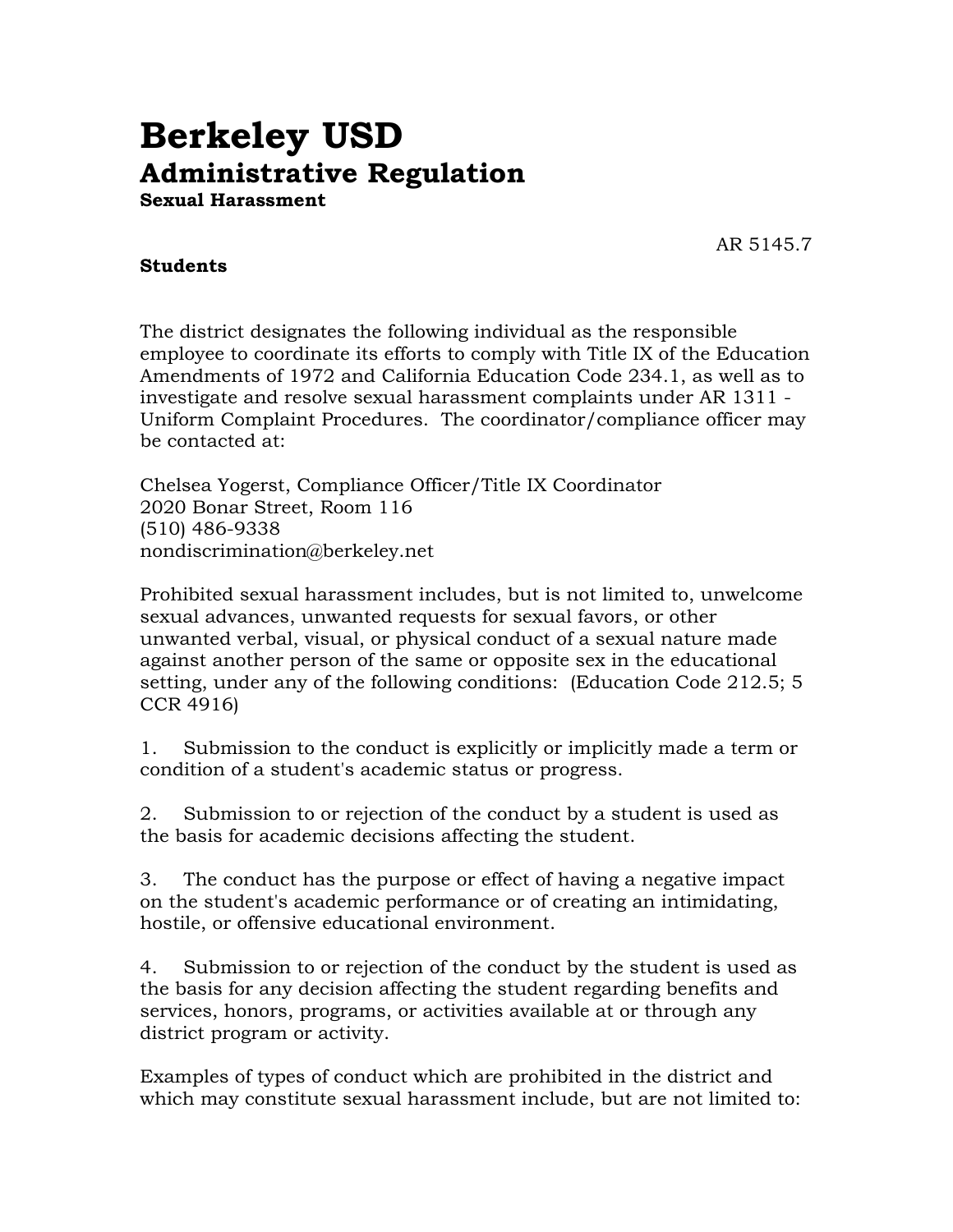# Berkeley USD

## Administrative Regulation

### Sexual Harassment

AR 5145.7

**Students**

The district designates the following individual as the responsible employee to coordinate its efforts to comply with Title IX of the Education Amendments of 1972 and California Education Code 234.1, as well as to investigate and resolve sexual harassment complaints under AR 1311 - Uniform Complaint Procedures. The coordinator/compliance officer may be contacted at:

Chelsea Yogerst, Compliance Officer/Title IX Coordinator
2020 Bonar Street, Room 116
(510) 486-9338
nondiscrimination@berkeley.net

Prohibited sexual harassment includes, but is not limited to, unwelcome sexual advances, unwanted requests for sexual favors, or other unwanted verbal, visual, or physical conduct of a sexual nature made against another person of the same or opposite sex in the educational setting, under any of the following conditions: (Education Code 212.5; 5 CCR 4916)

1. Submission to the conduct is explicitly or implicitly made a term or condition of a student's academic status or progress.

2. Submission to or rejection of the conduct by a student is used as the basis for academic decisions affecting the student.

3. The conduct has the purpose or effect of having a negative impact on the student's academic performance or of creating an intimidating, hostile, or offensive educational environment.

4. Submission to or rejection of the conduct by the student is used as the basis for any decision affecting the student regarding benefits and services, honors, programs, or activities available at or through any district program or activity.

Examples of types of conduct which are prohibited in the district and which may constitute sexual harassment include, but are not limited to: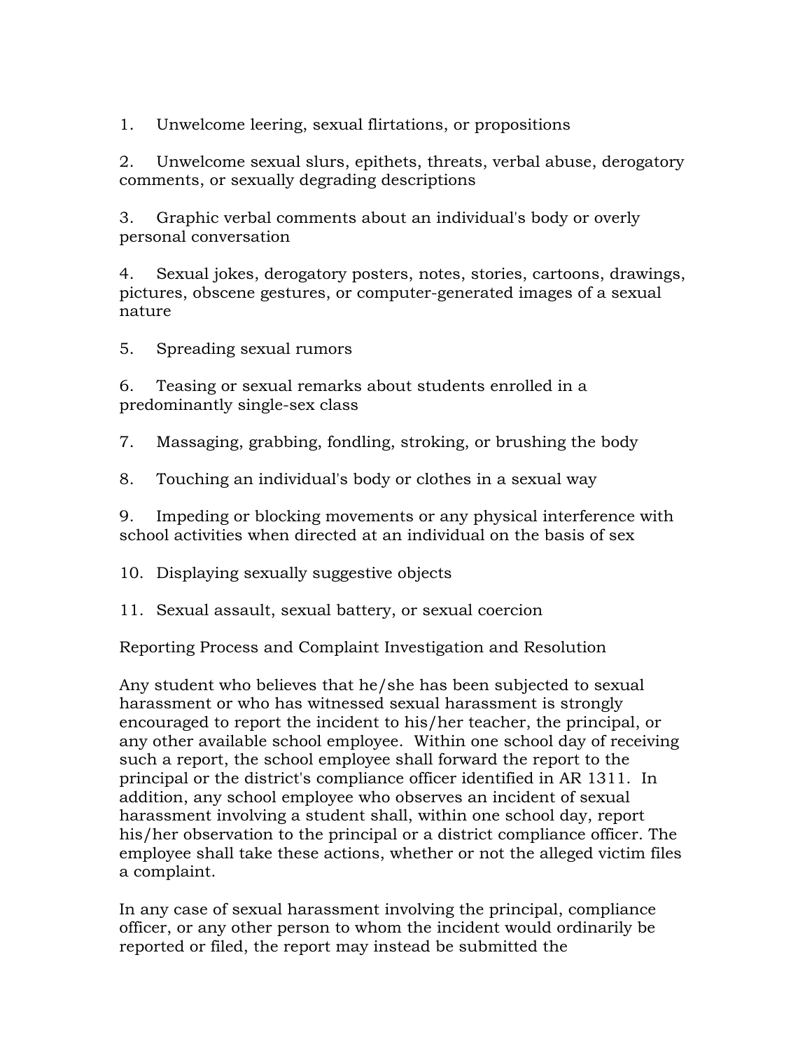1. Unwelcome leering, sexual flirtations, or propositions

2. Unwelcome sexual slurs, epithets, threats, verbal abuse, derogatory comments, or sexually degrading descriptions

3. Graphic verbal comments about an individual's body or overly personal conversation

4. Sexual jokes, derogatory posters, notes, stories, cartoons, drawings, pictures, obscene gestures, or computer-generated images of a sexual nature

5. Spreading sexual rumors

6. Teasing or sexual remarks about students enrolled in a predominantly single-sex class

7. Massaging, grabbing, fondling, stroking, or brushing the body

8. Touching an individual's body or clothes in a sexual way

9. Impeding or blocking movements or any physical interference with school activities when directed at an individual on the basis of sex

10. Displaying sexually suggestive objects

11. Sexual assault, sexual battery, or sexual coercion

Reporting Process and Complaint Investigation and Resolution

Any student who believes that he/she has been subjected to sexual harassment or who has witnessed sexual harassment is strongly encouraged to report the incident to his/her teacher, the principal, or any other available school employee. Within one school day of receiving such a report, the school employee shall forward the report to the principal or the district's compliance officer identified in AR 1311. In addition, any school employee who observes an incident of sexual harassment involving a student shall, within one school day, report his/her observation to the principal or a district compliance officer. The employee shall take these actions, whether or not the alleged victim files a complaint.

In any case of sexual harassment involving the principal, compliance officer, or any other person to whom the incident would ordinarily be reported or filed, the report may instead be submitted the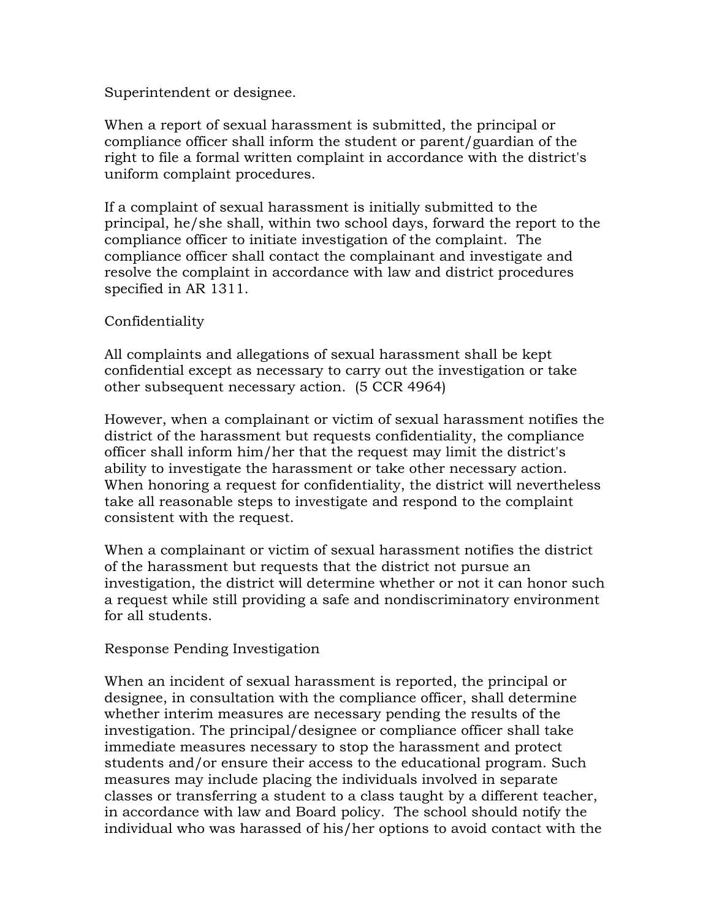Superintendent or designee.

When a report of sexual harassment is submitted, the principal or compliance officer shall inform the student or parent/guardian of the right to file a formal written complaint in accordance with the district's uniform complaint procedures.

If a complaint of sexual harassment is initially submitted to the principal, he/she shall, within two school days, forward the report to the compliance officer to initiate investigation of the complaint. The compliance officer shall contact the complainant and investigate and resolve the complaint in accordance with law and district procedures specified in AR 1311.

## Confidentiality

All complaints and allegations of sexual harassment shall be kept confidential except as necessary to carry out the investigation or take other subsequent necessary action. (5 CCR 4964)

However, when a complainant or victim of sexual harassment notifies the district of the harassment but requests confidentiality, the compliance officer shall inform him/her that the request may limit the district's ability to investigate the harassment or take other necessary action. When honoring a request for confidentiality, the district will nevertheless take all reasonable steps to investigate and respond to the complaint consistent with the request.

When a complainant or victim of sexual harassment notifies the district of the harassment but requests that the district not pursue an investigation, the district will determine whether or not it can honor such a request while still providing a safe and nondiscriminatory environment for all students.

## Response Pending Investigation

When an incident of sexual harassment is reported, the principal or designee, in consultation with the compliance officer, shall determine whether interim measures are necessary pending the results of the investigation. The principal/designee or compliance officer shall take immediate measures necessary to stop the harassment and protect students and/or ensure their access to the educational program. Such measures may include placing the individuals involved in separate classes or transferring a student to a class taught by a different teacher, in accordance with law and Board policy. The school should notify the individual who was harassed of his/her options to avoid contact with the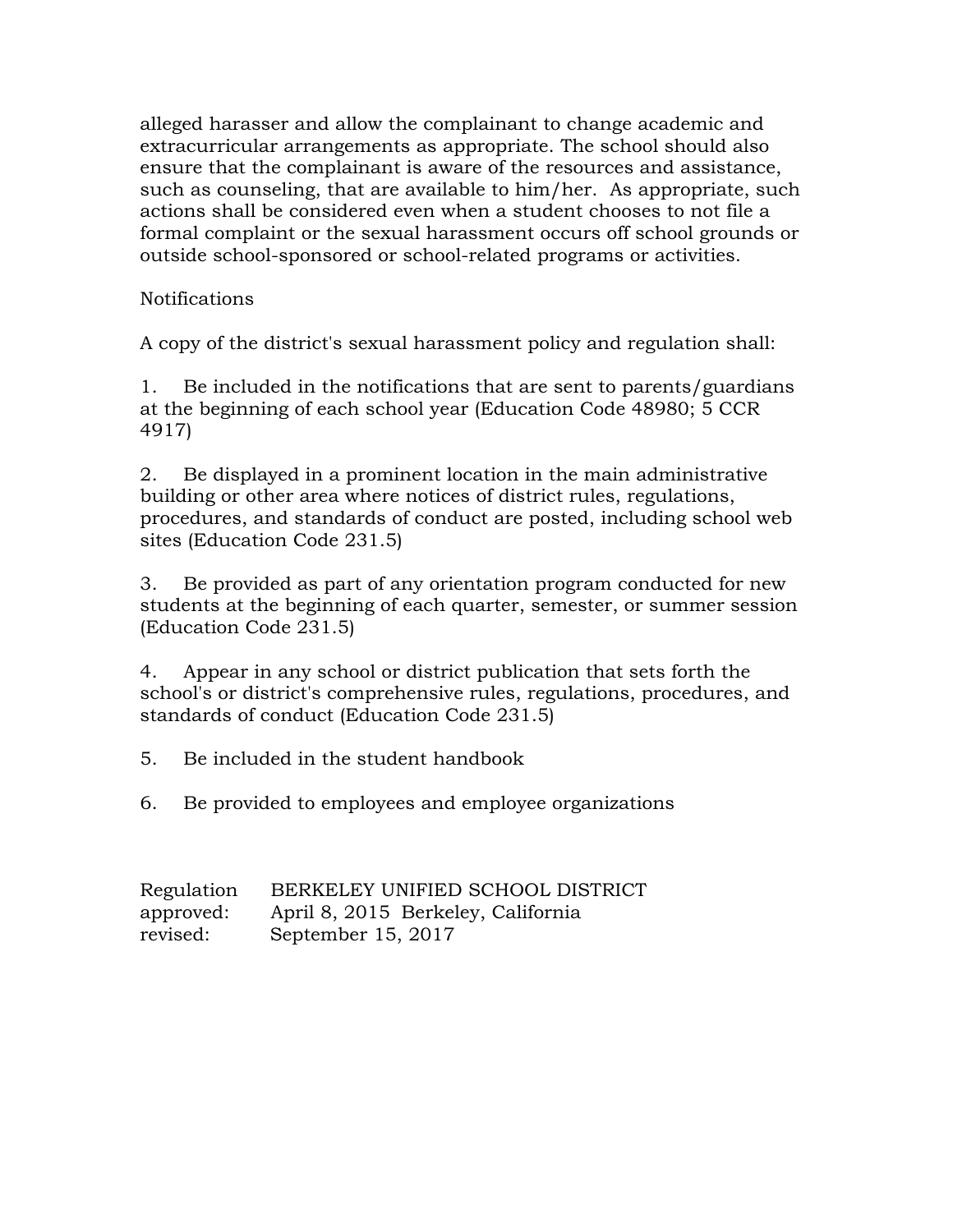alleged harasser and allow the complainant to change academic and extracurricular arrangements as appropriate. The school should also ensure that the complainant is aware of the resources and assistance, such as counseling, that are available to him/her. As appropriate, such actions shall be considered even when a student chooses to not file a formal complaint or the sexual harassment occurs off school grounds or outside school-sponsored or school-related programs or activities.

Notifications

A copy of the district's sexual harassment policy and regulation shall:

1. Be included in the notifications that are sent to parents/guardians at the beginning of each school year (Education Code 48980; 5 CCR 4917)

2. Be displayed in a prominent location in the main administrative building or other area where notices of district rules, regulations, procedures, and standards of conduct are posted, including school web sites (Education Code 231.5)

3. Be provided as part of any orientation program conducted for new students at the beginning of each quarter, semester, or summer session (Education Code 231.5)

4. Appear in any school or district publication that sets forth the school's or district's comprehensive rules, regulations, procedures, and standards of conduct (Education Code 231.5)

5. Be included in the student handbook

6. Be provided to employees and employee organizations

| | |
|---|---|
| Regulation | BERKELEY UNIFIED SCHOOL DISTRICT |
| approved: | April 8, 2015 Berkeley, California |
| revised: | September 15, 2017 |